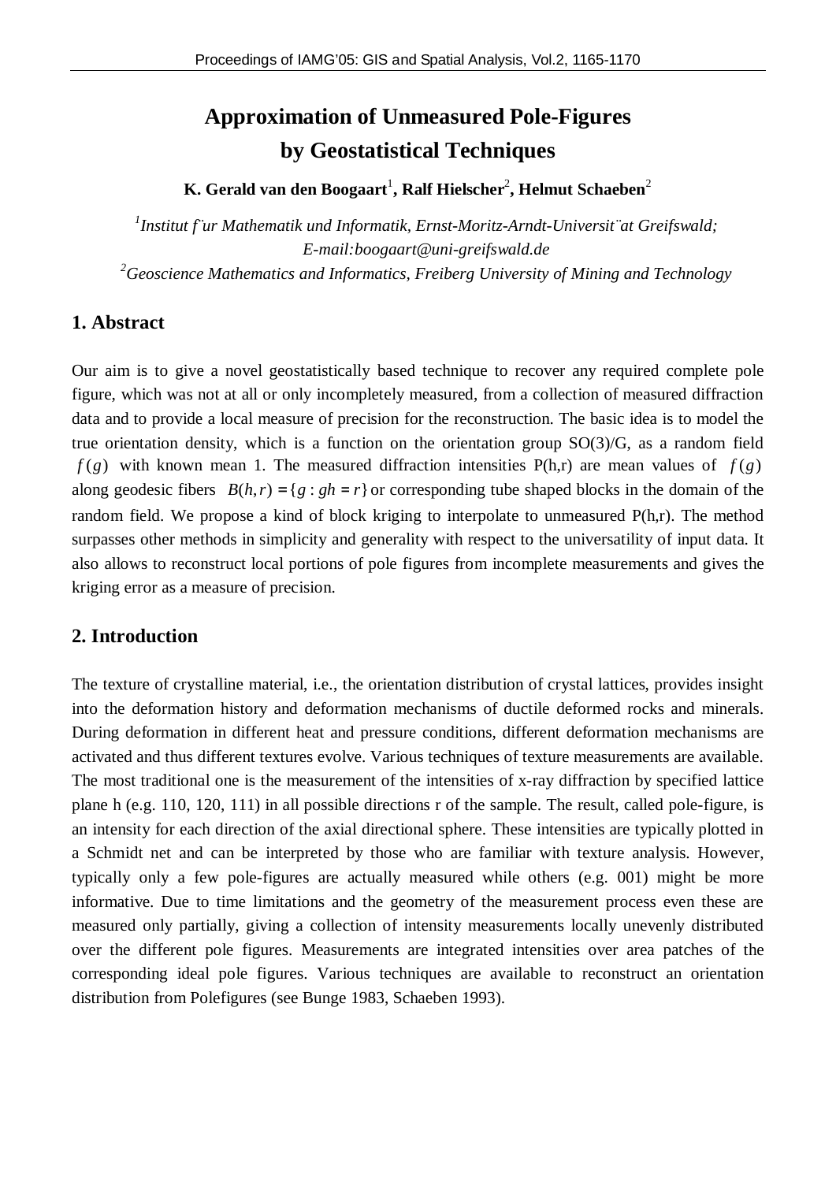# Approximation of Unmeasured Pole-Figures by Geostatistical Techniques

**K. Gerald van den Boogaart[1], Ralf Hielscher[2], Helmut Schaeben[2]**

*[1]Institut f`ur Mathematik und Informatik, Ernst-Moritz-Arndt-Universit¨at Greifswald; E-mail:boogaart@uni-greifswald.de*
*[2]Geoscience Mathematics and Informatics, Freiberg University of Mining and Technology*

## 1. Abstract

Our aim is to give a novel geostatistically based technique to recover any required complete pole figure, which was not at all or only incompletely measured, from a collection of measured diffraction data and to provide a local measure of precision for the reconstruction. The basic idea is to model the true orientation density, which is a function on the orientation group SO(3)/G, as a random field $f(g)$ with known mean 1. The measured diffraction intensities P(h,r) are mean values of $f(g)$ along geodesic fibers $B(h,r) = \{g : gh = r\}$ or corresponding tube shaped blocks in the domain of the random field. We propose a kind of block kriging to interpolate to unmeasured P(h,r). The method surpasses other methods in simplicity and generality with respect to the universatility of input data. It also allows to reconstruct local portions of pole figures from incomplete measurements and gives the kriging error as a measure of precision.

## 2. Introduction

The texture of crystalline material, i.e., the orientation distribution of crystal lattices, provides insight into the deformation history and deformation mechanisms of ductile deformed rocks and minerals. During deformation in different heat and pressure conditions, different deformation mechanisms are activated and thus different textures evolve. Various techniques of texture measurements are available. The most traditional one is the measurement of the intensities of x-ray diffraction by specified lattice plane h (e.g. 110, 120, 111) in all possible directions r of the sample. The result, called pole-figure, is an intensity for each direction of the axial directional sphere. These intensities are typically plotted in a Schmidt net and can be interpreted by those who are familiar with texture analysis. However, typically only a few pole-figures are actually measured while others (e.g. 001) might be more informative. Due to time limitations and the geometry of the measurement process even these are measured only partially, giving a collection of intensity measurements locally unevenly distributed over the different pole figures. Measurements are integrated intensities over area patches of the corresponding ideal pole figures. Various techniques are available to reconstruct an orientation distribution from Polefigures (see Bunge 1983, Schaeben 1993).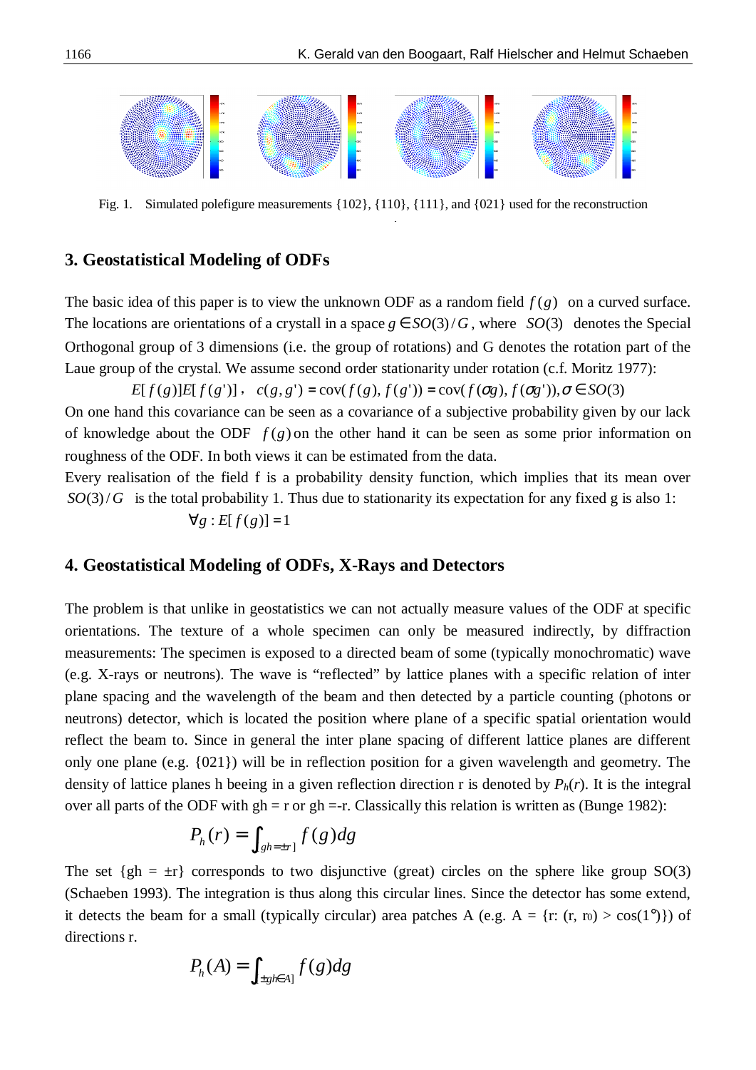Fig. 1. Simulated polefigure measurements {102}, {110}, {111}, and {021} used for the reconstruction

## 3. Geostatistical Modeling of ODFs

The basic idea of this paper is to view the unknown ODF as a random field $f(g)$ on a curved surface. The locations are orientations of a crystall in a space $g \in SO(3)/G$, where $SO(3)$ denotes the Special Orthogonal group of 3 dimensions (i.e. the group of rotations) and G denotes the rotation part of the Laue group of the crystal. We assume second order stationarity under rotation (c.f. Moritz 1977):

$$E[f(g)]E[f(g')], \quad c(g,g') = \text{cov}(f(g), f(g')) = \text{cov}(f(\sigma g), f(\sigma g')), \sigma \in SO(3)$$

On one hand this covariance can be seen as a covariance of a subjective probability given by our lack of knowledge about the ODF $f(g)$ on the other hand it can be seen as some prior information on roughness of the ODF. In both views it can be estimated from the data.

Every realisation of the field f is a probability density function, which implies that its mean over $SO(3)/G$ is the total probability 1. Thus due to stationarity its expectation for any fixed g is also 1:

$$\forall g : E[f(g)] = 1$$

## 4. Geostatistical Modeling of ODFs, X-Rays and Detectors

The problem is that unlike in geostatistics we can not actually measure values of the ODF at specific orientations. The texture of a whole specimen can only be measured indirectly, by diffraction measurements: The specimen is exposed to a directed beam of some (typically monochromatic) wave (e.g. X-rays or neutrons). The wave is "reflected" by lattice planes with a specific relation of inter plane spacing and the wavelength of the beam and then detected by a particle counting (photons or neutrons) detector, which is located the position where plane of a specific spatial orientation would reflect the beam to. Since in general the inter plane spacing of different lattice planes are different only one plane (e.g. {021}) will be in reflection position for a given wavelength and geometry. The density of lattice planes h beeing in a given reflection direction r is denoted by $P_h(r)$. It is the integral over all parts of the ODF with gh = r or gh =-r. Classically this relation is written as (Bunge 1982):

$$P_h(r) = \int_{gh=\pm r]} f(g)dg$$

The set {gh = ±r} corresponds to two disjunctive (great) circles on the sphere like group SO(3) (Schaeben 1993). The integration is thus along this circular lines. Since the detector has some extend, it detects the beam for a small (typically circular) area patches A (e.g. A = {r: (r, $r_0$) > cos(1°)}) of directions r.

$$P_h(A) = \int_{\pm gh \in A]} f(g)dg$$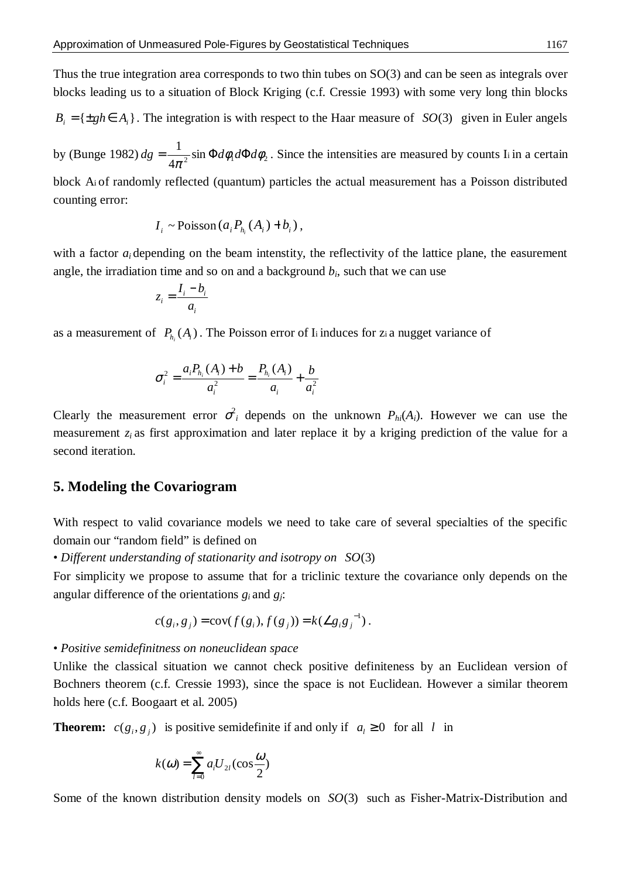Thus the true integration area corresponds to two thin tubes on SO(3) and can be seen as integrals over blocks leading us to a situation of Block Kriging (c.f. Cressie 1993) with some very long thin blocks $B_i = \{\pm gh \in A_i\}$. The integration is with respect to the Haar measure of $SO(3)$ given in Euler angels by (Bunge 1982) $dg = \frac{1}{4\pi^2}\sin\Phi d\phi_1 d\Phi d\phi_2$. Since the intensities are measured by counts $I_i$ in a certain block $A_i$ of randomly reflected (quantum) particles the actual measurement has a Poisson distributed counting error:

$$I_i \sim \text{Poisson}(a_i P_{h_i}(A_i) + b_i),$$

with a factor $a_i$ depending on the beam intenstity, the reflectivity of the lattice plane, the easurement angle, the irradiation time and so on and a background $b_i$, such that we can use

$$z_i = \frac{I_i - b_i}{a_i}$$

as a measurement of $P_{h_i}(A_i)$. The Poisson error of $I_i$ induces for $z_i$ a nugget variance of

$$\sigma_i^2 = \frac{a_i P_{h_i}(A_i) + b}{a_i^2} = \frac{P_{h_i}(A_i)}{a_i} + \frac{b}{a_i^2}$$

Clearly the measurement error $\sigma^2_i$ depends on the unknown $P_{hi}(A_i)$. However we can use the measurement $z_i$ as first approximation and later replace it by a kriging prediction of the value for a second iteration.

## 5. Modeling the Covariogram

With respect to valid covariance models we need to take care of several specialties of the specific domain our "random field" is defined on

• *Different understanding of stationarity and isotropy on* $SO(3)$

For simplicity we propose to assume that for a triclinic texture the covariance only depends on the angular difference of the orientations $g_i$ and $g_j$:

$$c(g_i, g_j) = \text{cov}(f(g_i), f(g_j)) = k(\angle g_i g_j^{-1}).$$

• *Positive semidefinitness on noneuclidean space*

Unlike the classical situation we cannot check positive definiteness by an Euclidean version of Bochners theorem (c.f. Cressie 1993), since the space is not Euclidean. However a similar theorem holds here (c.f. Boogaart et al. 2005)

**Theorem:** $c(g_i, g_j)$ is positive semidefinite if and only if $a_l \geq 0$ for all $l$ in

$$k(\omega) = \sum_{l=0}^{\infty} a_l U_{2l}(\cos\frac{\omega}{2})$$

Some of the known distribution density models on $SO(3)$ such as Fisher-Matrix-Distribution and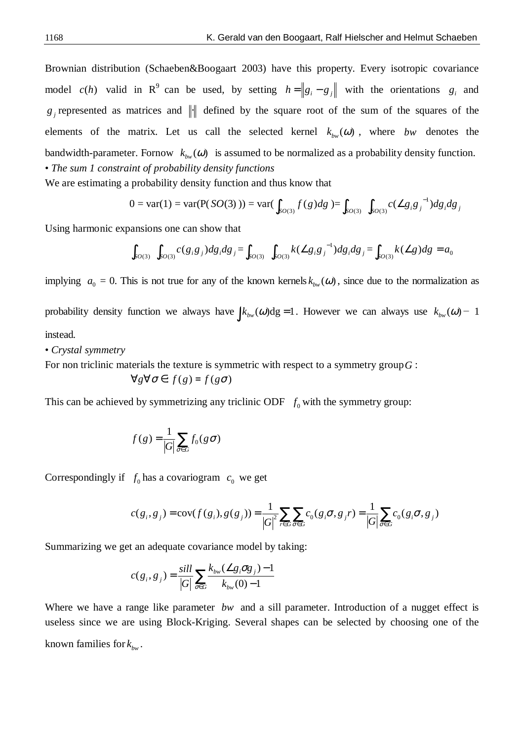Brownian distribution (Schaeben&Boogaart 2003) have this property. Every isotropic covariance model $c(h)$ valid in $\mathrm{R}^9$ can be used, by setting $h = \|g_i - g_j\|$ with the orientations $g_i$ and $g_j$ represented as matrices and $\|\cdot\|$ defined by the square root of the sum of the squares of the elements of the matrix. Let us call the selected kernel $k_{bw}(\omega)$, where $bw$ denotes the bandwidth-parameter. Fornow $k_{bw}(\omega)$ is assumed to be normalized as a probability density function.

• *The sum 1 constraint of probability density functions*

We are estimating a probability density function and thus know that

$$0 = \mathrm{var}(1) = \mathrm{var}(\mathrm{P}(SO(3))) = \mathrm{var}(\int_{SO(3)} f(g)dg) = \int_{SO(3)} \int_{SO(3)} c(\angle g_i g_j^{-1}) dg_i dg_j$$

Using harmonic expansions one can show that

$$\int_{SO(3)} \int_{SO(3)} c(g_i g_j) dg_i dg_j = \int_{SO(3)} \int_{SO(3)} k(\angle g_i g_j^{-1}) dg_i dg_j = \int_{SO(3)} k(\angle g) dg = a_0$$

implying $a_0 = 0$. This is not true for any of the known kernels $k_{bw}(\omega)$, since due to the normalization as probability density function we always have $\int k_{bw}(\omega)\mathrm{dg} = 1$. However we can always use $k_{bw}(\omega) - 1$ instead.

• *Crystal symmetry*

For non triclinic materials the texture is symmetric with respect to a symmetry group $G$:

$$\forall g \forall \sigma \in : f(g) = f(g\sigma)$$

This can be achieved by symmetrizing any triclinic ODF $f_0$ with the symmetry group:

$$f(g) = \frac{1}{|G|} \sum_{\sigma \in G} f_0(g\sigma)$$

Correspondingly if $f_0$ has a covariogram $c_0$ we get

$$c(g_i, g_j) = \mathrm{cov}(f(g_i), g(g_j)) = \frac{1}{|G|^2} \sum_{r \in G} \sum_{\sigma \in G} c_0(g_i\sigma, g_j r) = \frac{1}{|G|} \sum_{\sigma \in G} c_0(g_i\sigma, g_j)$$

Summarizing we get an adequate covariance model by taking:

$$c(g_i, g_j) = \frac{sill}{|G|} \sum_{\sigma \in G} \frac{k_{bw}(\angle g_i \sigma g_j) - 1}{k_{bw}(0) - 1}$$

Where we have a range like parameter $bw$ and a sill parameter. Introduction of a nugget effect is useless since we are using Block-Kriging. Several shapes can be selected by choosing one of the known families for $k_{bw}$.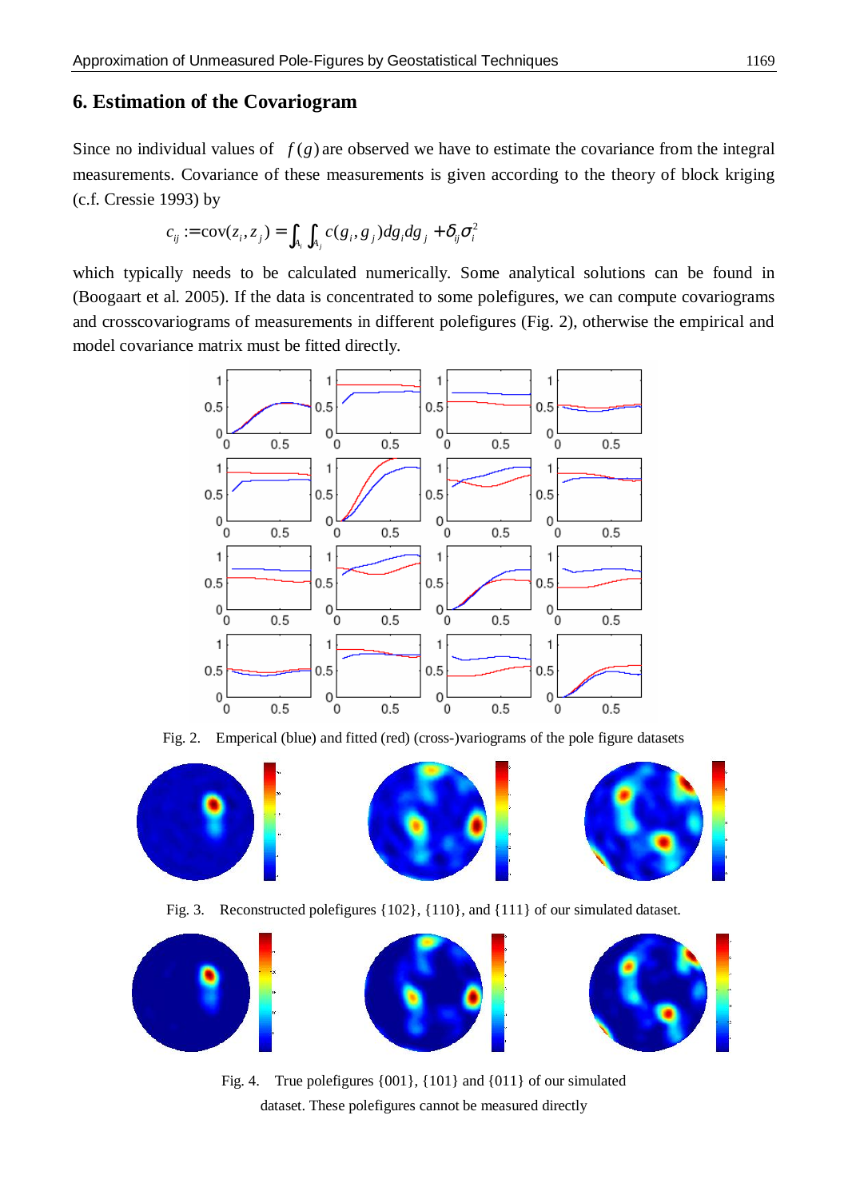## 6. Estimation of the Covariogram

Since no individual values of $f(g)$ are observed we have to estimate the covariance from the integral measurements. Covariance of these measurements is given according to the theory of block kriging (c.f. Cressie 1993) by

$$c_{ij} := \mathrm{cov}(z_i, z_j) = \int_{A_i} \int_{A_j} c(g_i, g_j) dg_i dg_j + \delta_{ij} \sigma_i^2$$

which typically needs to be calculated numerically. Some analytical solutions can be found in (Boogaart et al. 2005). If the data is concentrated to some polefigures, we can compute covariograms and crosscovariograms of measurements in different polefigures (Fig. 2), otherwise the empirical and model covariance matrix must be fitted directly.

Fig. 2. Emperical (blue) and fitted (red) (cross-)variograms of the pole figure datasets

Fig. 3. Reconstructed polefigures {102}, {110}, and {111} of our simulated dataset.

Fig. 4. True polefigures {001}, {101} and {011} of our simulated dataset. These polefigures cannot be measured directly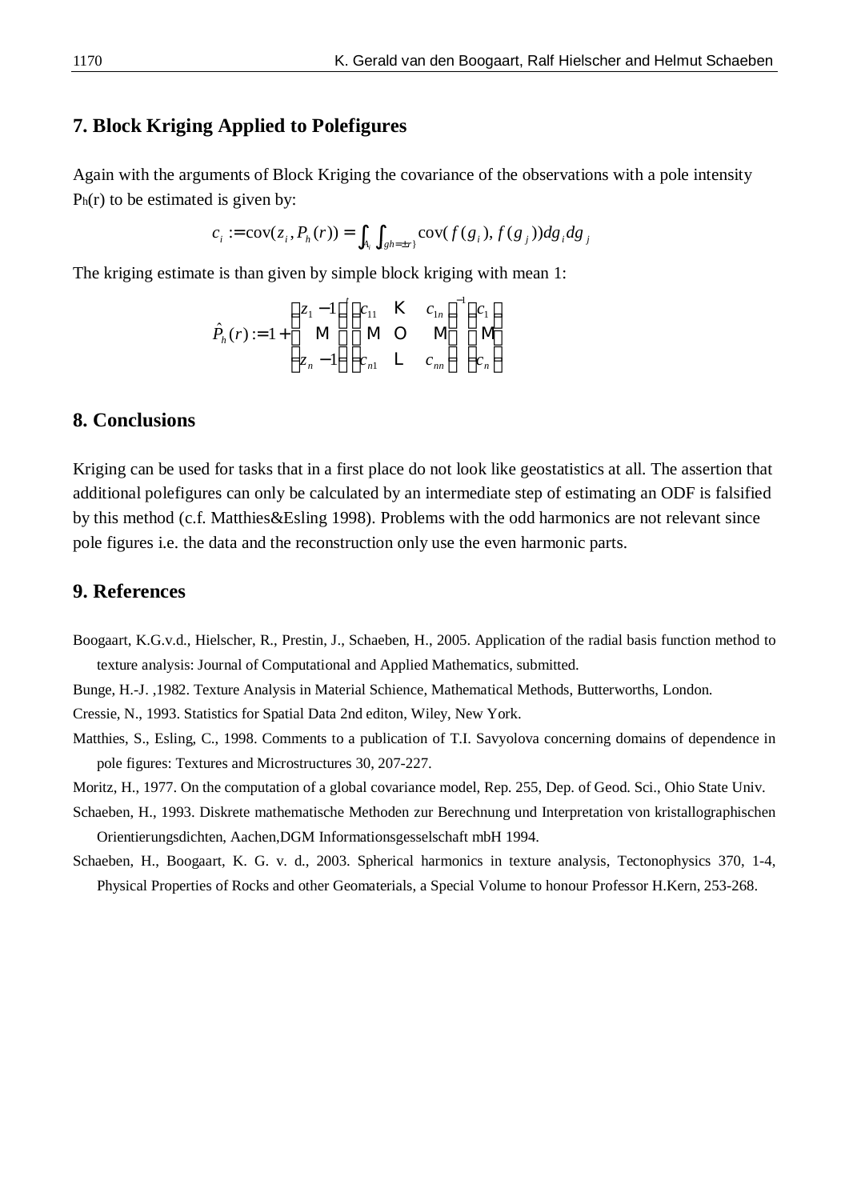## 7. Block Kriging Applied to Polefigures

Again with the arguments of Block Kriging the covariance of the observations with a pole intensity $P_h(r)$ to be estimated is given by:

$$c_i := \operatorname{cov}(z_i, P_h(r)) = \int_{A_i} \int_{\{gh=\pm r\}} \operatorname{cov}(f(g_i), f(g_j)) dg_i dg_j$$

The kriging estimate is than given by simple block kriging with mean 1:

$$\hat{P}_h(r) := 1 + \begin{pmatrix} z_1 - 1 \\ \vdots \\ z_n - 1 \end{pmatrix}^t \begin{pmatrix} c_{11} & \cdots & c_{1n} \\ \vdots & \ddots & \vdots \\ c_{n1} & \cdots & c_{nn} \end{pmatrix}^{-1} \begin{pmatrix} c_1 \\ \vdots \\ c_n \end{pmatrix}$$

## 8. Conclusions

Kriging can be used for tasks that in a first place do not look like geostatistics at all. The assertion that additional polefigures can only be calculated by an intermediate step of estimating an ODF is falsified by this method (c.f. Matthies&Esling 1998). Problems with the odd harmonics are not relevant since pole figures i.e. the data and the reconstruction only use the even harmonic parts.

## 9. References

Boogaart, K.G.v.d., Hielscher, R., Prestin, J., Schaeben, H., 2005. Application of the radial basis function method to texture analysis: Journal of Computational and Applied Mathematics, submitted.

Bunge, H.-J. ,1982. Texture Analysis in Material Schience, Mathematical Methods, Butterworths, London.

Cressie, N., 1993. Statistics for Spatial Data 2nd editon, Wiley, New York.

Matthies, S., Esling, C., 1998. Comments to a publication of T.I. Savyolova concerning domains of dependence in pole figures: Textures and Microstructures 30, 207-227.

Moritz, H., 1977. On the computation of a global covariance model, Rep. 255, Dep. of Geod. Sci., Ohio State Univ.

Schaeben, H., 1993. Diskrete mathematische Methoden zur Berechnung und Interpretation von kristallographischen Orientierungsdichten, Aachen,DGM Informationsgesselschaft mbH 1994.

Schaeben, H., Boogaart, K. G. v. d., 2003. Spherical harmonics in texture analysis, Tectonophysics 370, 1-4, Physical Properties of Rocks and other Geomaterials, a Special Volume to honour Professor H.Kern, 253-268.